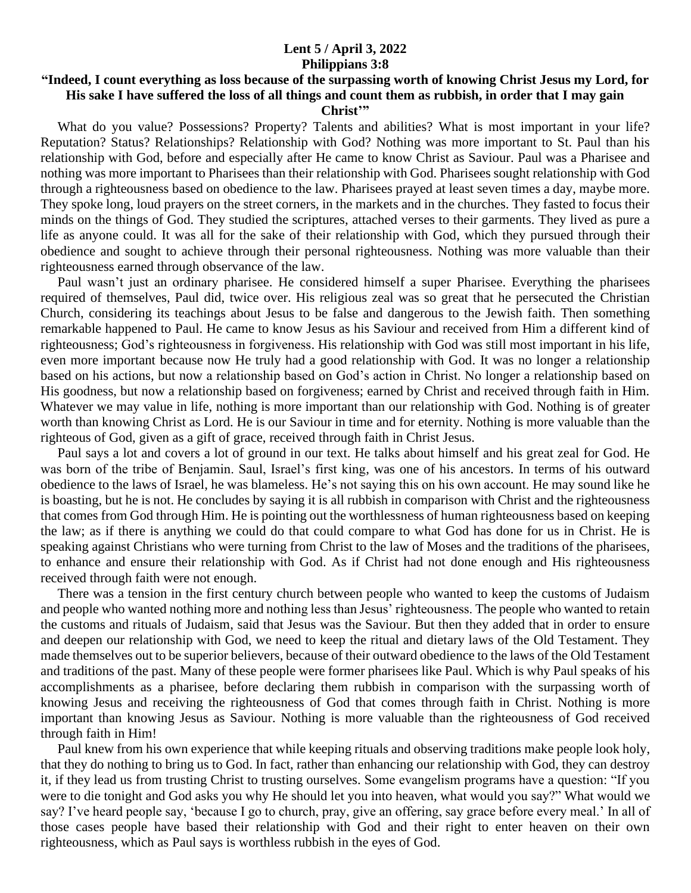**Lent 5 / April 3, 2022**
**Philippians 3:8**
**"Indeed, I count everything as loss because of the surpassing worth of knowing Christ Jesus my Lord, for His sake I have suffered the loss of all things and count them as rubbish, in order that I may gain Christ'"**

What do you value? Possessions? Property? Talents and abilities? What is most important in your life? Reputation? Status? Relationships? Relationship with God? Nothing was more important to St. Paul than his relationship with God, before and especially after He came to know Christ as Saviour. Paul was a Pharisee and nothing was more important to Pharisees than their relationship with God. Pharisees sought relationship with God through a righteousness based on obedience to the law. Pharisees prayed at least seven times a day, maybe more. They spoke long, loud prayers on the street corners, in the markets and in the churches. They fasted to focus their minds on the things of God. They studied the scriptures, attached verses to their garments. They lived as pure a life as anyone could. It was all for the sake of their relationship with God, which they pursued through their obedience and sought to achieve through their personal righteousness. Nothing was more valuable than their righteousness earned through observance of the law.

Paul wasn't just an ordinary pharisee. He considered himself a super Pharisee. Everything the pharisees required of themselves, Paul did, twice over. His religious zeal was so great that he persecuted the Christian Church, considering its teachings about Jesus to be false and dangerous to the Jewish faith. Then something remarkable happened to Paul. He came to know Jesus as his Saviour and received from Him a different kind of righteousness; God's righteousness in forgiveness. His relationship with God was still most important in his life, even more important because now He truly had a good relationship with God. It was no longer a relationship based on his actions, but now a relationship based on God's action in Christ. No longer a relationship based on His goodness, but now a relationship based on forgiveness; earned by Christ and received through faith in Him. Whatever we may value in life, nothing is more important than our relationship with God. Nothing is of greater worth than knowing Christ as Lord. He is our Saviour in time and for eternity. Nothing is more valuable than the righteous of God, given as a gift of grace, received through faith in Christ Jesus.

Paul says a lot and covers a lot of ground in our text. He talks about himself and his great zeal for God. He was born of the tribe of Benjamin. Saul, Israel's first king, was one of his ancestors. In terms of his outward obedience to the laws of Israel, he was blameless. He's not saying this on his own account. He may sound like he is boasting, but he is not. He concludes by saying it is all rubbish in comparison with Christ and the righteousness that comes from God through Him. He is pointing out the worthlessness of human righteousness based on keeping the law; as if there is anything we could do that could compare to what God has done for us in Christ. He is speaking against Christians who were turning from Christ to the law of Moses and the traditions of the pharisees, to enhance and ensure their relationship with God. As if Christ had not done enough and His righteousness received through faith were not enough.

There was a tension in the first century church between people who wanted to keep the customs of Judaism and people who wanted nothing more and nothing less than Jesus' righteousness. The people who wanted to retain the customs and rituals of Judaism, said that Jesus was the Saviour. But then they added that in order to ensure and deepen our relationship with God, we need to keep the ritual and dietary laws of the Old Testament. They made themselves out to be superior believers, because of their outward obedience to the laws of the Old Testament and traditions of the past. Many of these people were former pharisees like Paul. Which is why Paul speaks of his accomplishments as a pharisee, before declaring them rubbish in comparison with the surpassing worth of knowing Jesus and receiving the righteousness of God that comes through faith in Christ. Nothing is more important than knowing Jesus as Saviour. Nothing is more valuable than the righteousness of God received through faith in Him!

Paul knew from his own experience that while keeping rituals and observing traditions make people look holy, that they do nothing to bring us to God. In fact, rather than enhancing our relationship with God, they can destroy it, if they lead us from trusting Christ to trusting ourselves. Some evangelism programs have a question: "If you were to die tonight and God asks you why He should let you into heaven, what would you say?" What would we say? I've heard people say, 'because I go to church, pray, give an offering, say grace before every meal.' In all of those cases people have based their relationship with God and their right to enter heaven on their own righteousness, which as Paul says is worthless rubbish in the eyes of God.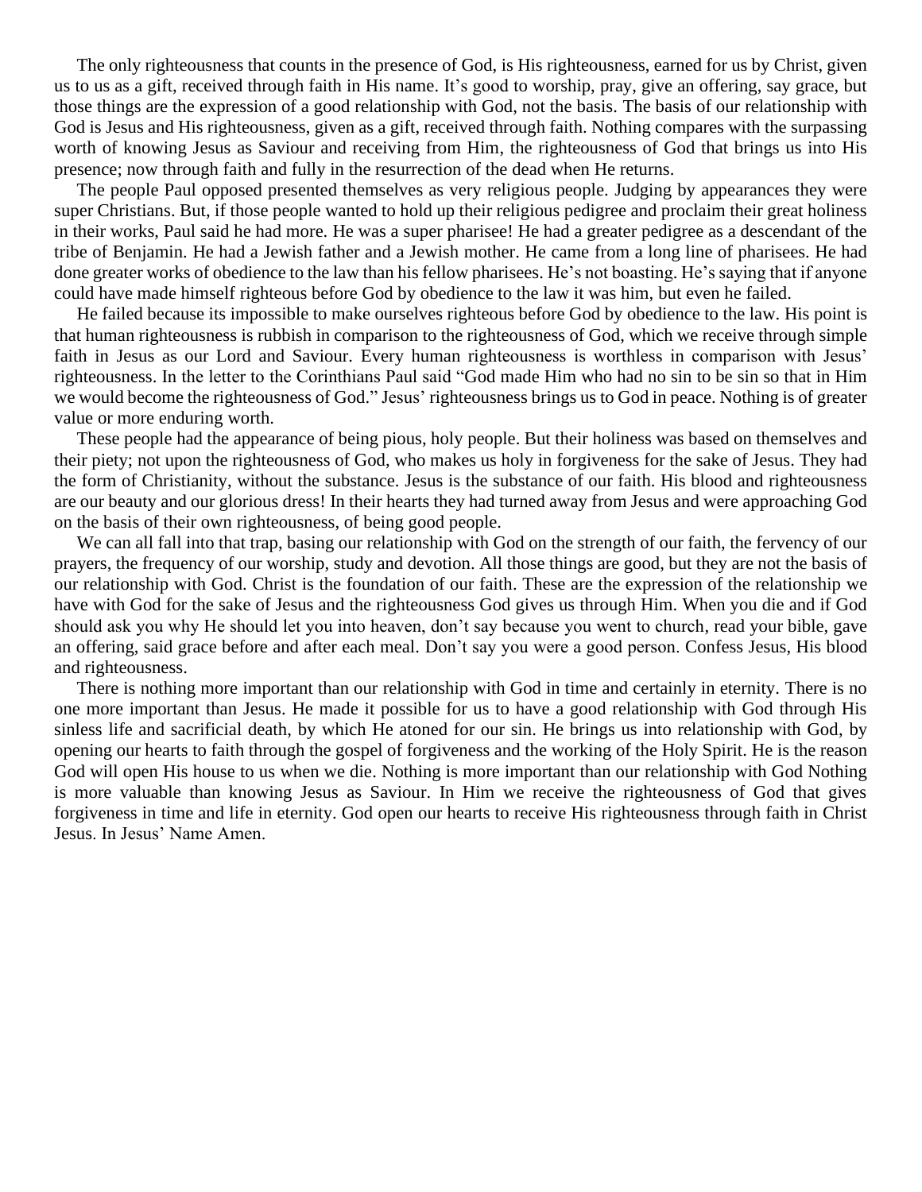The only righteousness that counts in the presence of God, is His righteousness, earned for us by Christ, given us to us as a gift, received through faith in His name. It's good to worship, pray, give an offering, say grace, but those things are the expression of a good relationship with God, not the basis. The basis of our relationship with God is Jesus and His righteousness, given as a gift, received through faith. Nothing compares with the surpassing worth of knowing Jesus as Saviour and receiving from Him, the righteousness of God that brings us into His presence; now through faith and fully in the resurrection of the dead when He returns.

The people Paul opposed presented themselves as very religious people. Judging by appearances they were super Christians. But, if those people wanted to hold up their religious pedigree and proclaim their great holiness in their works, Paul said he had more. He was a super pharisee! He had a greater pedigree as a descendant of the tribe of Benjamin. He had a Jewish father and a Jewish mother. He came from a long line of pharisees. He had done greater works of obedience to the law than his fellow pharisees. He's not boasting. He's saying that if anyone could have made himself righteous before God by obedience to the law it was him, but even he failed.

He failed because its impossible to make ourselves righteous before God by obedience to the law. His point is that human righteousness is rubbish in comparison to the righteousness of God, which we receive through simple faith in Jesus as our Lord and Saviour. Every human righteousness is worthless in comparison with Jesus' righteousness. In the letter to the Corinthians Paul said "God made Him who had no sin to be sin so that in Him we would become the righteousness of God." Jesus' righteousness brings us to God in peace. Nothing is of greater value or more enduring worth.

These people had the appearance of being pious, holy people. But their holiness was based on themselves and their piety; not upon the righteousness of God, who makes us holy in forgiveness for the sake of Jesus. They had the form of Christianity, without the substance. Jesus is the substance of our faith. His blood and righteousness are our beauty and our glorious dress! In their hearts they had turned away from Jesus and were approaching God on the basis of their own righteousness, of being good people.

We can all fall into that trap, basing our relationship with God on the strength of our faith, the fervency of our prayers, the frequency of our worship, study and devotion. All those things are good, but they are not the basis of our relationship with God. Christ is the foundation of our faith. These are the expression of the relationship we have with God for the sake of Jesus and the righteousness God gives us through Him. When you die and if God should ask you why He should let you into heaven, don't say because you went to church, read your bible, gave an offering, said grace before and after each meal. Don't say you were a good person. Confess Jesus, His blood and righteousness.

There is nothing more important than our relationship with God in time and certainly in eternity. There is no one more important than Jesus. He made it possible for us to have a good relationship with God through His sinless life and sacrificial death, by which He atoned for our sin. He brings us into relationship with God, by opening our hearts to faith through the gospel of forgiveness and the working of the Holy Spirit. He is the reason God will open His house to us when we die. Nothing is more important than our relationship with God Nothing is more valuable than knowing Jesus as Saviour. In Him we receive the righteousness of God that gives forgiveness in time and life in eternity. God open our hearts to receive His righteousness through faith in Christ Jesus. In Jesus' Name Amen.